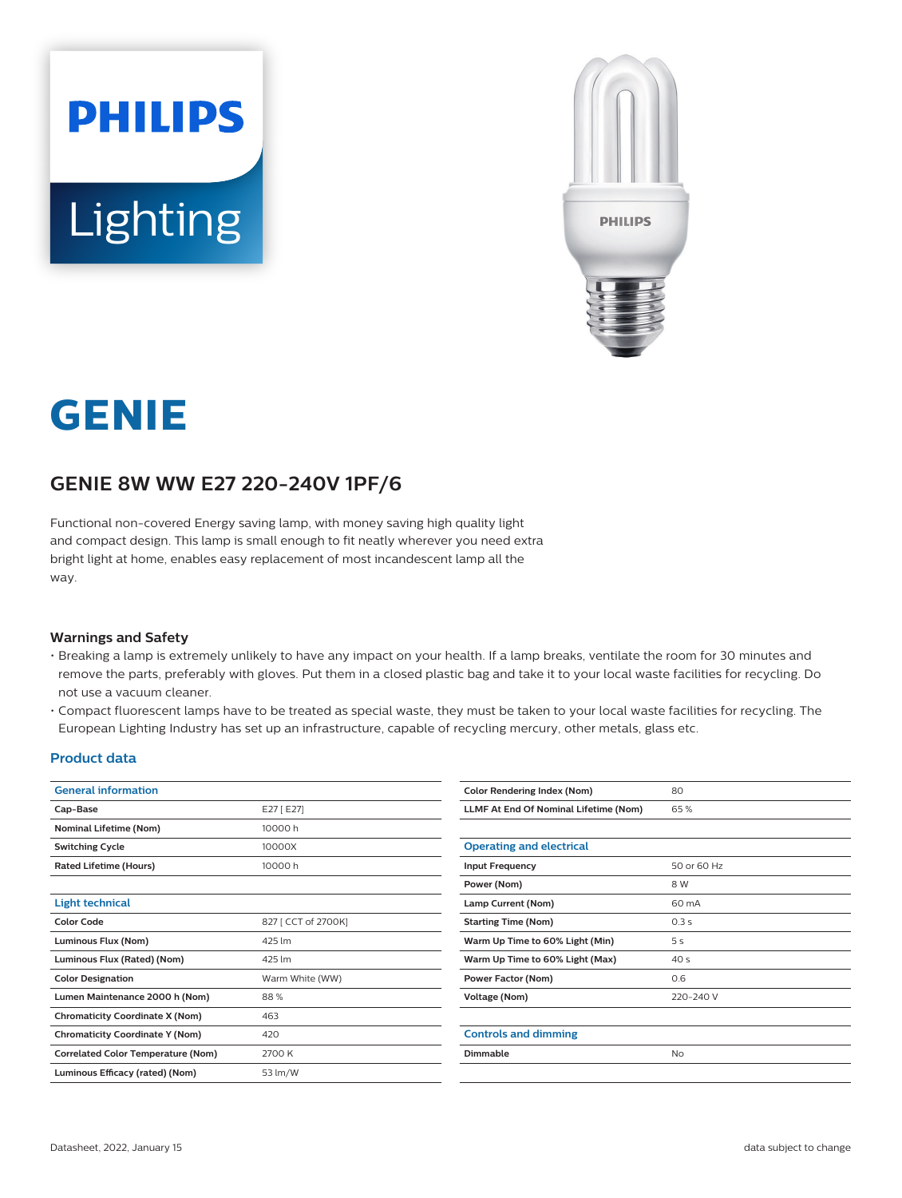PHILIPS

Lighting

# GENIE

## GENIE 8W WW E27 220-240V 1PF/6

Functional non-covered Energy saving lamp, with money saving high quality light and compact design. This lamp is small enough to fit neatly wherever you need extra bright light at home, enables easy replacement of most incandescent lamp all the way.

### Warnings and Safety

- Breaking a lamp is extremely unlikely to have any impact on your health. If a lamp breaks, ventilate the room for 30 minutes and remove the parts, preferably with gloves. Put them in a closed plastic bag and take it to your local waste facilities for recycling. Do not use a vacuum cleaner.
- Compact fluorescent lamps have to be treated as special waste, they must be taken to your local waste facilities for recycling. The European Lighting Industry has set up an infrastructure, capable of recycling mercury, other metals, glass etc.

### Product data

| General information | |
|---|---|
| Cap-Base | E27 [ E27] |
| Nominal Lifetime (Nom) | 10000 h |
| Switching Cycle | 10000X |
| Rated Lifetime (Hours) | 10000 h |

| Light technical | |
|---|---|
| Color Code | 827 [ CCT of 2700K] |
| Luminous Flux (Nom) | 425 lm |
| Luminous Flux (Rated) (Nom) | 425 lm |
| Color Designation | Warm White (WW) |
| Lumen Maintenance 2000 h (Nom) | 88 % |
| Chromaticity Coordinate X (Nom) | 463 |
| Chromaticity Coordinate Y (Nom) | 420 |
| Correlated Color Temperature (Nom) | 2700 K |
| Luminous Efficacy (rated) (Nom) | 53 lm/W |
| Color Rendering Index (Nom) | 80 |
| LLMF At End Of Nominal Lifetime (Nom) | 65 % |

| Operating and electrical | |
|---|---|
| Input Frequency | 50 or 60 Hz |
| Power (Nom) | 8 W |
| Lamp Current (Nom) | 60 mA |
| Starting Time (Nom) | 0.3 s |
| Warm Up Time to 60% Light (Min) | 5 s |
| Warm Up Time to 60% Light (Max) | 40 s |
| Power Factor (Nom) | 0.6 |
| Voltage (Nom) | 220-240 V |

| Controls and dimming | |
|---|---|
| Dimmable | No |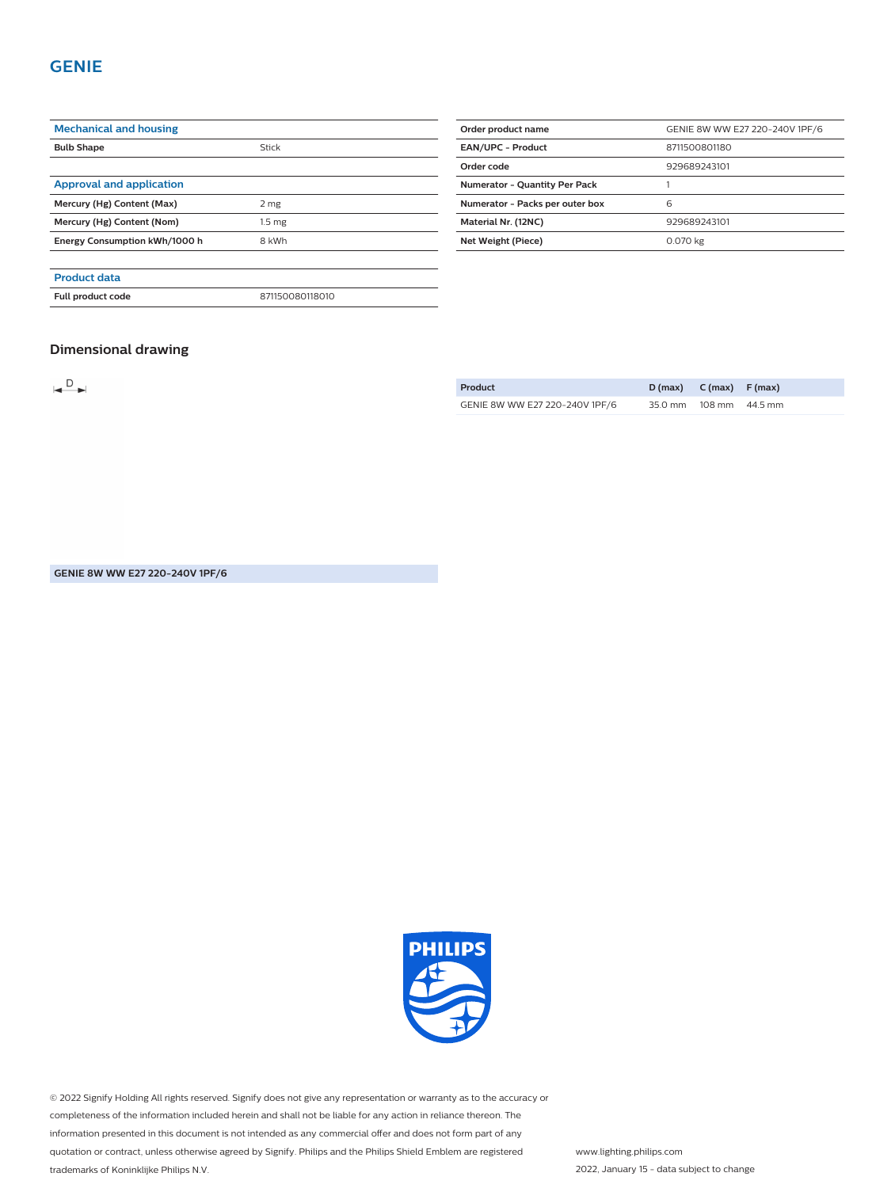## GENIE

| Mechanical and housing | |
|---|---|
| Bulb Shape | Stick |

| Approval and application | |
|---|---|
| Mercury (Hg) Content (Max) | 2 mg |
| Mercury (Hg) Content (Nom) | 1.5 mg |
| Energy Consumption kWh/1000 h | 8 kWh |

| Product data | |
|---|---|
| Full product code | 871150080118010 |

| | |
|---|---|
| Order product name | GENIE 8W WW E27 220-240V 1PF/6 |
| EAN/UPC - Product | 8711500801180 |
| Order code | 929689243101 |
| Numerator - Quantity Per Pack | 1 |
| Numerator - Packs per outer box | 6 |
| Material Nr. (12NC) | 929689243101 |
| Net Weight (Piece) | 0.070 kg |

### Dimensional drawing

D

GENIE 8W WW E27 220-240V 1PF/6

| Product | D (max) | C (max) | F (max) |
|---|---|---|---|
| GENIE 8W WW E27 220-240V 1PF/6 | 35.0 mm | 108 mm | 44.5 mm |

© 2022 Signify Holding All rights reserved. Signify does not give any representation or warranty as to the accuracy or completeness of the information included herein and shall not be liable for any action in reliance thereon. The information presented in this document is not intended as any commercial offer and does not form part of any quotation or contract, unless otherwise agreed by Signify. Philips and the Philips Shield Emblem are registered trademarks of Koninklijke Philips N.V.

www.lighting.philips.com

2022, January 15 - data subject to change